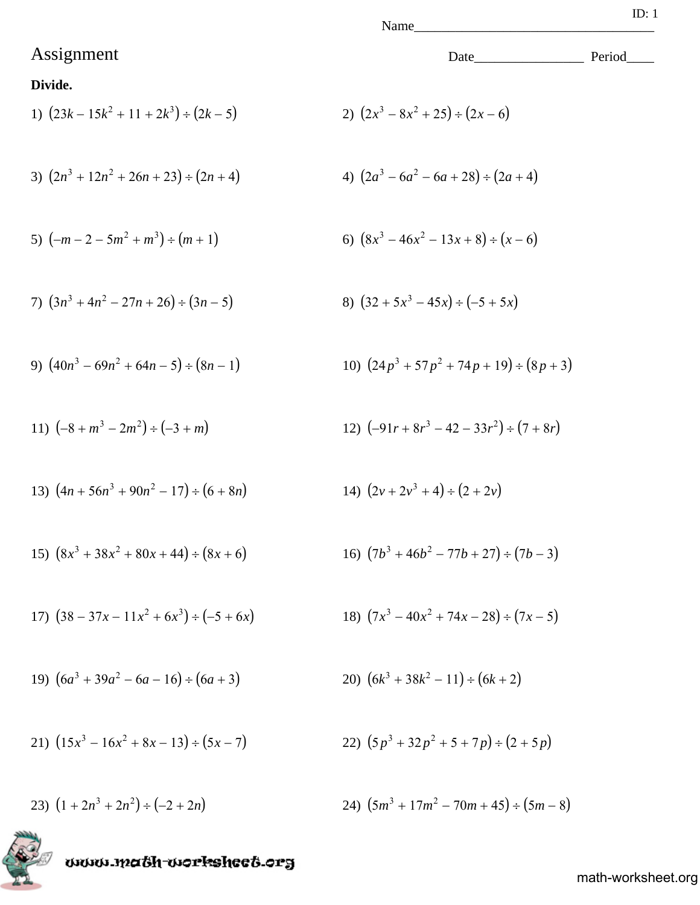ID: 1

Name___________________________________

# Assignment

Date________________ Period____

**Divide.**

1) $(23k - 15k^2 + 11 + 2k^3) \div (2k - 5)$

2) $(2x^3 - 8x^2 + 25) \div (2x - 6)$

3) $(2n^3 + 12n^2 + 26n + 23) \div (2n + 4)$

4) $(2a^3 - 6a^2 - 6a + 28) \div (2a + 4)$

5) $(-m - 2 - 5m^2 + m^3) \div (m + 1)$

6) $(8x^3 - 46x^2 - 13x + 8) \div (x - 6)$

7) $(3n^3 + 4n^2 - 27n + 26) \div (3n - 5)$

8) $(32 + 5x^3 - 45x) \div (-5 + 5x)$

9) $(40n^3 - 69n^2 + 64n - 5) \div (8n - 1)$

10) $(24p^3 + 57p^2 + 74p + 19) \div (8p + 3)$

11) $(-8 + m^3 - 2m^2) \div (-3 + m)$

12) $(-91r + 8r^3 - 42 - 33r^2) \div (7 + 8r)$

13) $(4n + 56n^3 + 90n^2 - 17) \div (6 + 8n)$

14) $(2v + 2v^3 + 4) \div (2 + 2v)$

15) $(8x^3 + 38x^2 + 80x + 44) \div (8x + 6)$

16) $(7b^3 + 46b^2 - 77b + 27) \div (7b - 3)$

17) $(38 - 37x - 11x^2 + 6x^3) \div (-5 + 6x)$

18) $(7x^3 - 40x^2 + 74x - 28) \div (7x - 5)$

19) $(6a^3 + 39a^2 - 6a - 16) \div (6a + 3)$

20) $(6k^3 + 38k^2 - 11) \div (6k + 2)$

21) $(15x^3 - 16x^2 + 8x - 13) \div (5x - 7)$

22) $(5p^3 + 32p^2 + 5 + 7p) \div (2 + 5p)$

23) $(1 + 2n^3 + 2n^2) \div (-2 + 2n)$

24) $(5m^3 + 17m^2 - 70m + 45) \div (5m - 8)$

www.math-worksheet.org

math-worksheet.org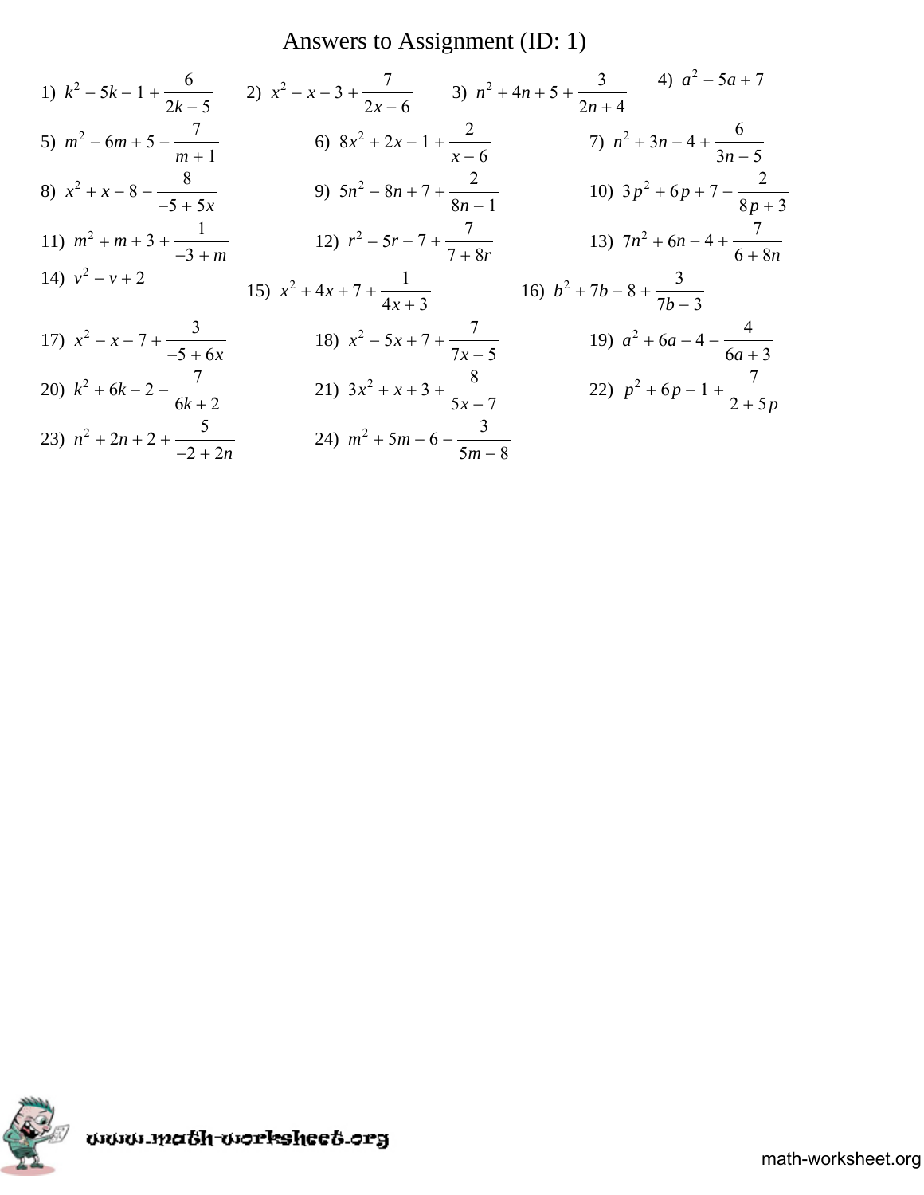# Answers to Assignment (ID: 1)

1) $k^2 - 5k - 1 + \dfrac{6}{2k - 5}$

2) $x^2 - x - 3 + \dfrac{7}{2x - 6}$

3) $n^2 + 4n + 5 + \dfrac{3}{2n + 4}$

4) $a^2 - 5a + 7$

5) $m^2 - 6m + 5 - \dfrac{7}{m + 1}$

6) $8x^2 + 2x - 1 + \dfrac{2}{x - 6}$

7) $n^2 + 3n - 4 + \dfrac{6}{3n - 5}$

8) $x^2 + x - 8 - \dfrac{8}{-5 + 5x}$

9) $5n^2 - 8n + 7 + \dfrac{2}{8n - 1}$

10) $3p^2 + 6p + 7 - \dfrac{2}{8p + 3}$

11) $m^2 + m + 3 + \dfrac{1}{-3 + m}$

12) $r^2 - 5r - 7 + \dfrac{7}{7 + 8r}$

13) $7n^2 + 6n - 4 + \dfrac{7}{6 + 8n}$

14) $v^2 - v + 2$

15) $x^2 + 4x + 7 + \dfrac{1}{4x + 3}$

16) $b^2 + 7b - 8 + \dfrac{3}{7b - 3}$

17) $x^2 - x - 7 + \dfrac{3}{-5 + 6x}$

18) $x^2 - 5x + 7 + \dfrac{7}{7x - 5}$

19) $a^2 + 6a - 4 - \dfrac{4}{6a + 3}$

20) $k^2 + 6k - 2 - \dfrac{7}{6k + 2}$

21) $3x^2 + x + 3 + \dfrac{8}{5x - 7}$

22) $p^2 + 6p - 1 + \dfrac{7}{2 + 5p}$

23) $n^2 + 2n + 2 + \dfrac{5}{-2 + 2n}$

24) $m^2 + 5m - 6 - \dfrac{3}{5m - 8}$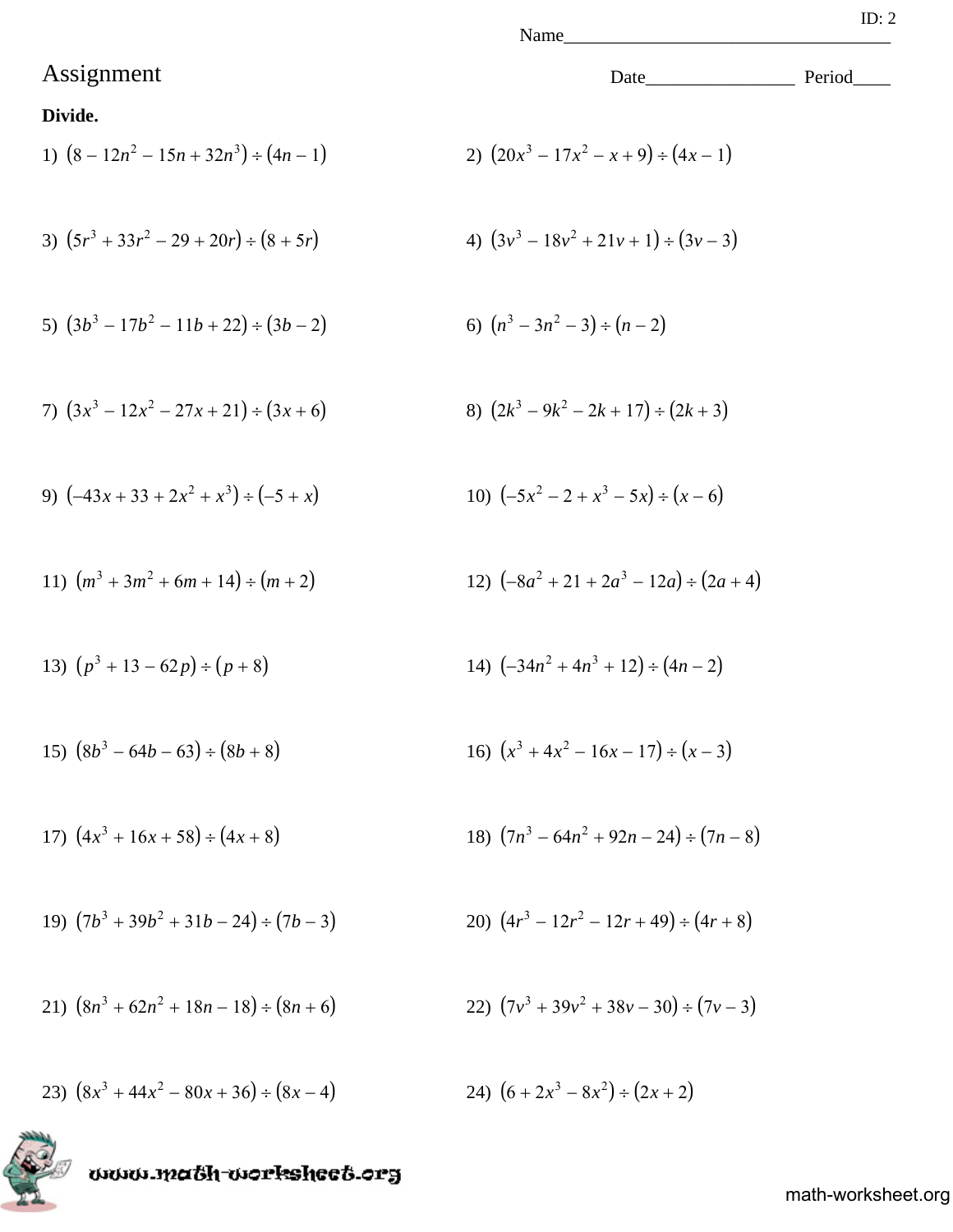ID: 2

Name___________________________________

# Assignment

Date________________ Period____

**Divide.**

1) $(8 - 12n^2 - 15n + 32n^3) \div (4n - 1)$

2) $(20x^3 - 17x^2 - x + 9) \div (4x - 1)$

3) $(5r^3 + 33r^2 - 29 + 20r) \div (8 + 5r)$

4) $(3v^3 - 18v^2 + 21v + 1) \div (3v - 3)$

5) $(3b^3 - 17b^2 - 11b + 22) \div (3b - 2)$

6) $(n^3 - 3n^2 - 3) \div (n - 2)$

7) $(3x^3 - 12x^2 - 27x + 21) \div (3x + 6)$

8) $(2k^3 - 9k^2 - 2k + 17) \div (2k + 3)$

9) $(-43x + 33 + 2x^2 + x^3) \div (-5 + x)$

10) $(-5x^2 - 2 + x^3 - 5x) \div (x - 6)$

11) $(m^3 + 3m^2 + 6m + 14) \div (m + 2)$

12) $(-8a^2 + 21 + 2a^3 - 12a) \div (2a + 4)$

13) $(p^3 + 13 - 62p) \div (p + 8)$

14) $(-34n^2 + 4n^3 + 12) \div (4n - 2)$

15) $(8b^3 - 64b - 63) \div (8b + 8)$

16) $(x^3 + 4x^2 - 16x - 17) \div (x - 3)$

17) $(4x^3 + 16x + 58) \div (4x + 8)$

18) $(7n^3 - 64n^2 + 92n - 24) \div (7n - 8)$

19) $(7b^3 + 39b^2 + 31b - 24) \div (7b - 3)$

20) $(4r^3 - 12r^2 - 12r + 49) \div (4r + 8)$

21) $(8n^3 + 62n^2 + 18n - 18) \div (8n + 6)$

22) $(7v^3 + 39v^2 + 38v - 30) \div (7v - 3)$

23) $(8x^3 + 44x^2 - 80x + 36) \div (8x - 4)$

24) $(6 + 2x^3 - 8x^2) \div (2x + 2)$

www.math-worksheet.org

math-worksheet.org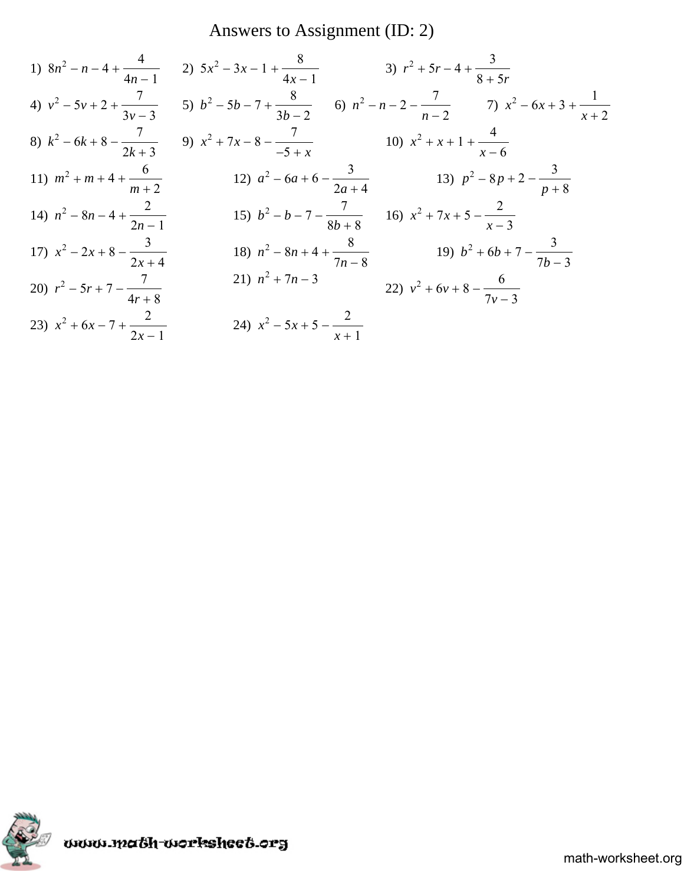# Answers to Assignment (ID: 2)

1) $8n^2 - n - 4 + \frac{4}{4n - 1}$

2) $5x^2 - 3x - 1 + \frac{8}{4x - 1}$

3) $r^2 + 5r - 4 + \frac{3}{8 + 5r}$

4) $v^2 - 5v + 2 + \frac{7}{3v - 3}$

5) $b^2 - 5b - 7 + \frac{8}{3b - 2}$

6) $n^2 - n - 2 - \frac{7}{n - 2}$

7) $x^2 - 6x + 3 + \frac{1}{x + 2}$

8) $k^2 - 6k + 8 - \frac{7}{2k + 3}$

9) $x^2 + 7x - 8 - \frac{7}{-5 + x}$

10) $x^2 + x + 1 + \frac{4}{x - 6}$

11) $m^2 + m + 4 + \frac{6}{m + 2}$

12) $a^2 - 6a + 6 - \frac{3}{2a + 4}$

13) $p^2 - 8p + 2 - \frac{3}{p + 8}$

14) $n^2 - 8n - 4 + \frac{2}{2n - 1}$

15) $b^2 - b - 7 - \frac{7}{8b + 8}$

16) $x^2 + 7x + 5 - \frac{2}{x - 3}$

17) $x^2 - 2x + 8 - \frac{3}{2x + 4}$

18) $n^2 - 8n + 4 + \frac{8}{7n - 8}$

19) $b^2 + 6b + 7 - \frac{3}{7b - 3}$

20) $r^2 - 5r + 7 - \frac{7}{4r + 8}$

21) $n^2 + 7n - 3$

22) $v^2 + 6v + 8 - \frac{6}{7v - 3}$

23) $x^2 + 6x - 7 + \frac{2}{2x - 1}$

24) $x^2 - 5x + 5 - \frac{2}{x + 1}$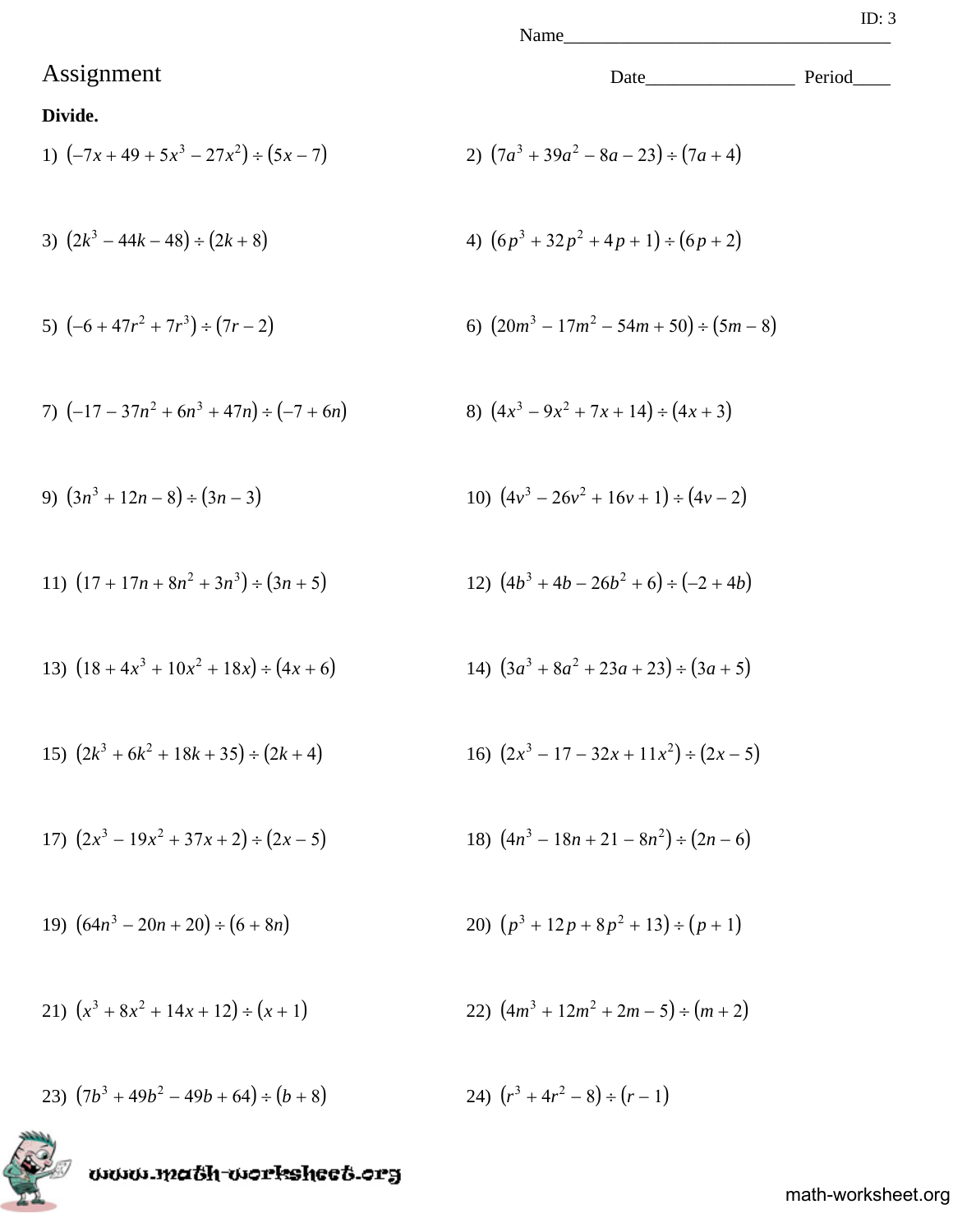ID: 3

Name___________________________________

# Assignment

Date________________ Period____

**Divide.**

1) $(-7x + 49 + 5x^3 - 27x^2) \div (5x - 7)$

2) $(7a^3 + 39a^2 - 8a - 23) \div (7a + 4)$

3) $(2k^3 - 44k - 48) \div (2k + 8)$

4) $(6p^3 + 32p^2 + 4p + 1) \div (6p + 2)$

5) $(-6 + 47r^2 + 7r^3) \div (7r - 2)$

6) $(20m^3 - 17m^2 - 54m + 50) \div (5m - 8)$

7) $(-17 - 37n^2 + 6n^3 + 47n) \div (-7 + 6n)$

8) $(4x^3 - 9x^2 + 7x + 14) \div (4x + 3)$

9) $(3n^3 + 12n - 8) \div (3n - 3)$

10) $(4v^3 - 26v^2 + 16v + 1) \div (4v - 2)$

11) $(17 + 17n + 8n^2 + 3n^3) \div (3n + 5)$

12) $(4b^3 + 4b - 26b^2 + 6) \div (-2 + 4b)$

13) $(18 + 4x^3 + 10x^2 + 18x) \div (4x + 6)$

14) $(3a^3 + 8a^2 + 23a + 23) \div (3a + 5)$

15) $(2k^3 + 6k^2 + 18k + 35) \div (2k + 4)$

16) $(2x^3 - 17 - 32x + 11x^2) \div (2x - 5)$

17) $(2x^3 - 19x^2 + 37x + 2) \div (2x - 5)$

18) $(4n^3 - 18n + 21 - 8n^2) \div (2n - 6)$

19) $(64n^3 - 20n + 20) \div (6 + 8n)$

20) $(p^3 + 12p + 8p^2 + 13) \div (p + 1)$

21) $(x^3 + 8x^2 + 14x + 12) \div (x + 1)$

22) $(4m^3 + 12m^2 + 2m - 5) \div (m + 2)$

23) $(7b^3 + 49b^2 - 49b + 64) \div (b + 8)$

24) $(r^3 + 4r^2 - 8) \div (r - 1)$

www.math-worksheet.org

math-worksheet.org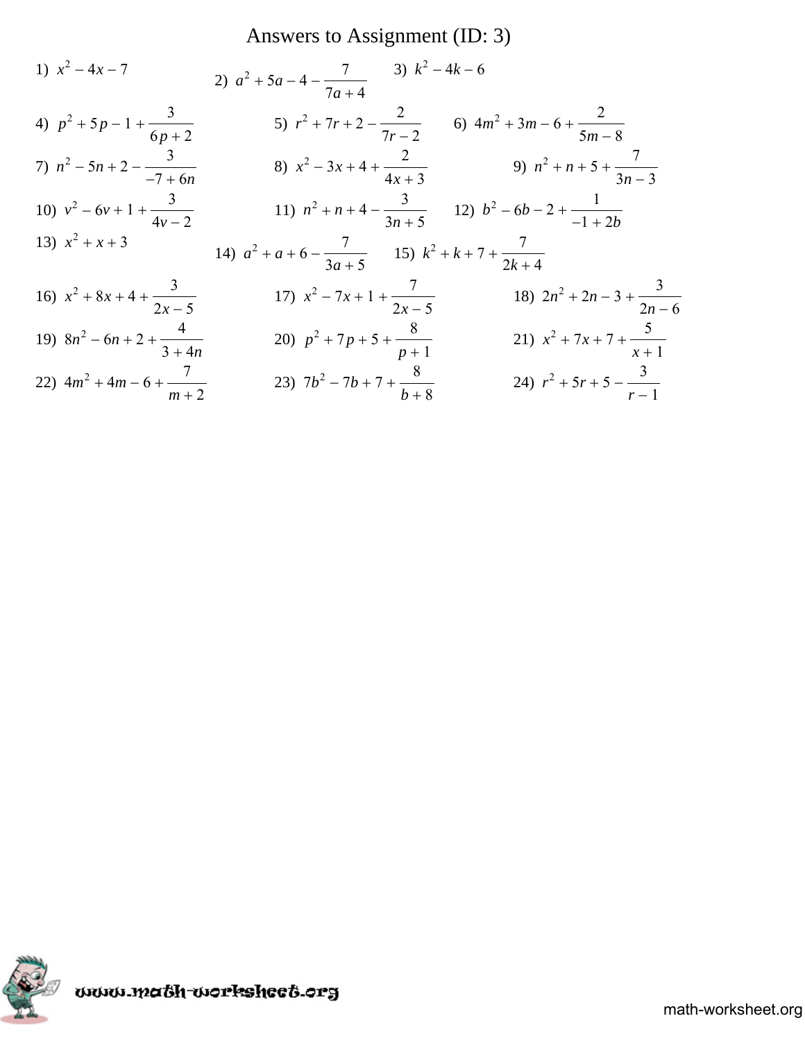# Answers to Assignment (ID: 3)

1) $x^2 - 4x - 7$

2) $a^2 + 5a - 4 - \frac{7}{7a + 4}$

3) $k^2 - 4k - 6$

4) $p^2 + 5p - 1 + \frac{3}{6p + 2}$

5) $r^2 + 7r + 2 - \frac{2}{7r - 2}$

6) $4m^2 + 3m - 6 + \frac{2}{5m - 8}$

7) $n^2 - 5n + 2 - \frac{3}{-7 + 6n}$

8) $x^2 - 3x + 4 + \frac{2}{4x + 3}$

9) $n^2 + n + 5 + \frac{7}{3n - 3}$

10) $v^2 - 6v + 1 + \frac{3}{4v - 2}$

11) $n^2 + n + 4 - \frac{3}{3n + 5}$

12) $b^2 - 6b - 2 + \frac{1}{-1 + 2b}$

13) $x^2 + x + 3$

14) $a^2 + a + 6 - \frac{7}{3a + 5}$

15) $k^2 + k + 7 + \frac{7}{2k + 4}$

16) $x^2 + 8x + 4 + \frac{3}{2x - 5}$

17) $x^2 - 7x + 1 + \frac{7}{2x - 5}$

18) $2n^2 + 2n - 3 + \frac{3}{2n - 6}$

19) $8n^2 - 6n + 2 + \frac{4}{3 + 4n}$

20) $p^2 + 7p + 5 + \frac{8}{p + 1}$

21) $x^2 + 7x + 7 + \frac{5}{x + 1}$

22) $4m^2 + 4m - 6 + \frac{7}{m + 2}$

23) $7b^2 - 7b + 7 + \frac{8}{b + 8}$

24) $r^2 + 5r + 5 - \frac{3}{r - 1}$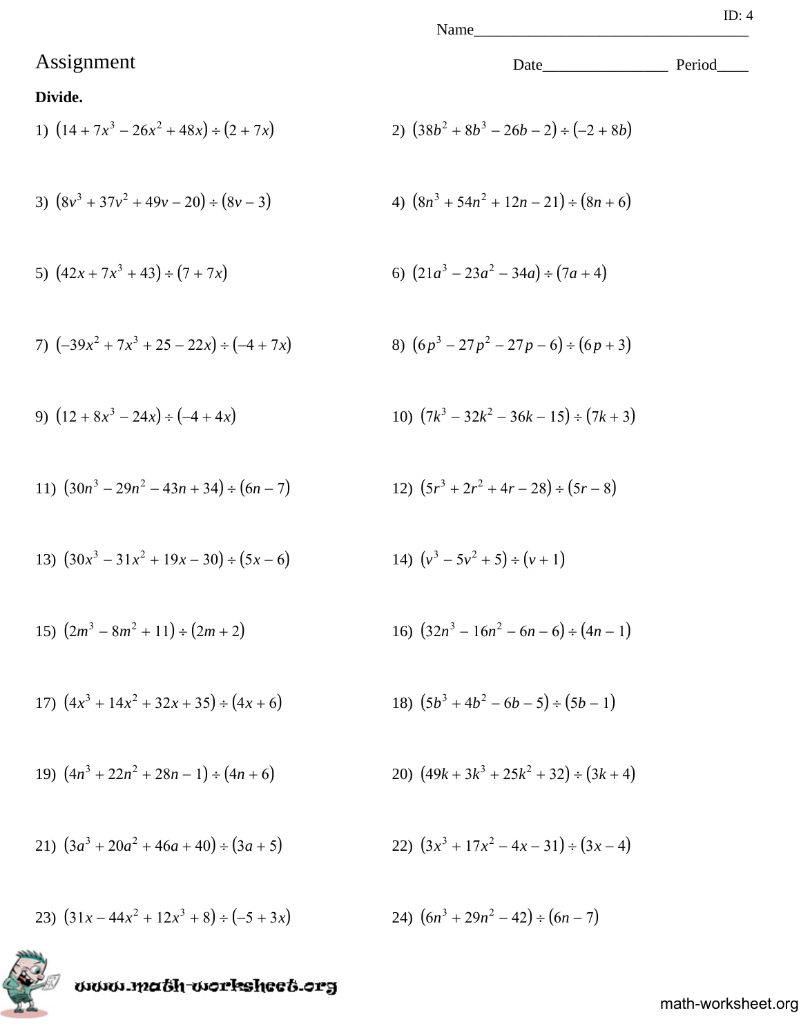ID: 4

Name___________________________________

# Assignment

Date________________ Period____

**Divide.**

1) $(14 + 7x^3 - 26x^2 + 48x) \div (2 + 7x)$

2) $(38b^2 + 8b^3 - 26b - 2) \div (-2 + 8b)$

3) $(8v^3 + 37v^2 + 49v - 20) \div (8v - 3)$

4) $(8n^3 + 54n^2 + 12n - 21) \div (8n + 6)$

5) $(42x + 7x^3 + 43) \div (7 + 7x)$

6) $(21a^3 - 23a^2 - 34a) \div (7a + 4)$

7) $(-39x^2 + 7x^3 + 25 - 22x) \div (-4 + 7x)$

8) $(6p^3 - 27p^2 - 27p - 6) \div (6p + 3)$

9) $(12 + 8x^3 - 24x) \div (-4 + 4x)$

10) $(7k^3 - 32k^2 - 36k - 15) \div (7k + 3)$

11) $(30n^3 - 29n^2 - 43n + 34) \div (6n - 7)$

12) $(5r^3 + 2r^2 + 4r - 28) \div (5r - 8)$

13) $(30x^3 - 31x^2 + 19x - 30) \div (5x - 6)$

14) $(v^3 - 5v^2 + 5) \div (v + 1)$

15) $(2m^3 - 8m^2 + 11) \div (2m + 2)$

16) $(32n^3 - 16n^2 - 6n - 6) \div (4n - 1)$

17) $(4x^3 + 14x^2 + 32x + 35) \div (4x + 6)$

18) $(5b^3 + 4b^2 - 6b - 5) \div (5b - 1)$

19) $(4n^3 + 22n^2 + 28n - 1) \div (4n + 6)$

20) $(49k + 3k^3 + 25k^2 + 32) \div (3k + 4)$

21) $(3a^3 + 20a^2 + 46a + 40) \div (3a + 5)$

22) $(3x^3 + 17x^2 - 4x - 31) \div (3x - 4)$

23) $(31x - 44x^2 + 12x^3 + 8) \div (-5 + 3x)$

24) $(6n^3 + 29n^2 - 42) \div (6n - 7)$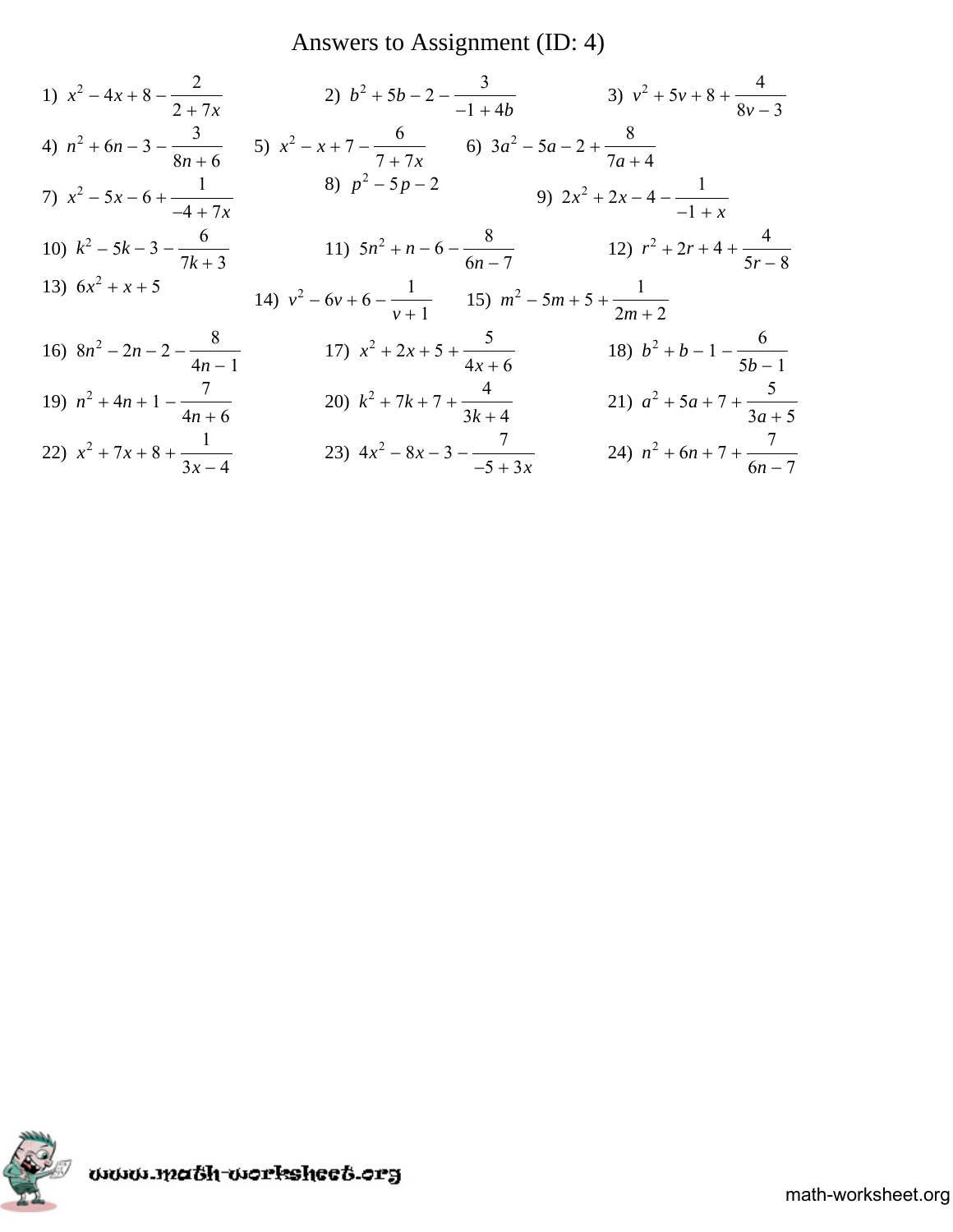# Answers to Assignment (ID: 4)

1) $x^2 - 4x + 8 - \dfrac{2}{2 + 7x}$

2) $b^2 + 5b - 2 - \dfrac{3}{-1 + 4b}$

3) $v^2 + 5v + 8 + \dfrac{4}{8v - 3}$

4) $n^2 + 6n - 3 - \dfrac{3}{8n + 6}$

5) $x^2 - x + 7 - \dfrac{6}{7 + 7x}$

6) $3a^2 - 5a - 2 + \dfrac{8}{7a + 4}$

7) $x^2 - 5x - 6 + \dfrac{1}{-4 + 7x}$

8) $p^2 - 5p - 2$

9) $2x^2 + 2x - 4 - \dfrac{1}{-1 + x}$

10) $k^2 - 5k - 3 - \dfrac{6}{7k + 3}$

11) $5n^2 + n - 6 - \dfrac{8}{6n - 7}$

12) $r^2 + 2r + 4 + \dfrac{4}{5r - 8}$

13) $6x^2 + x + 5$

14) $v^2 - 6v + 6 - \dfrac{1}{v + 1}$

15) $m^2 - 5m + 5 + \dfrac{1}{2m + 2}$

16) $8n^2 - 2n - 2 - \dfrac{8}{4n - 1}$

17) $x^2 + 2x + 5 + \dfrac{5}{4x + 6}$

18) $b^2 + b - 1 - \dfrac{6}{5b - 1}$

19) $n^2 + 4n + 1 - \dfrac{7}{4n + 6}$

20) $k^2 + 7k + 7 + \dfrac{4}{3k + 4}$

21) $a^2 + 5a + 7 + \dfrac{5}{3a + 5}$

22) $x^2 + 7x + 8 + \dfrac{1}{3x - 4}$

23) $4x^2 - 8x - 3 - \dfrac{7}{-5 + 3x}$

24) $n^2 + 6n + 7 + \dfrac{7}{6n - 7}$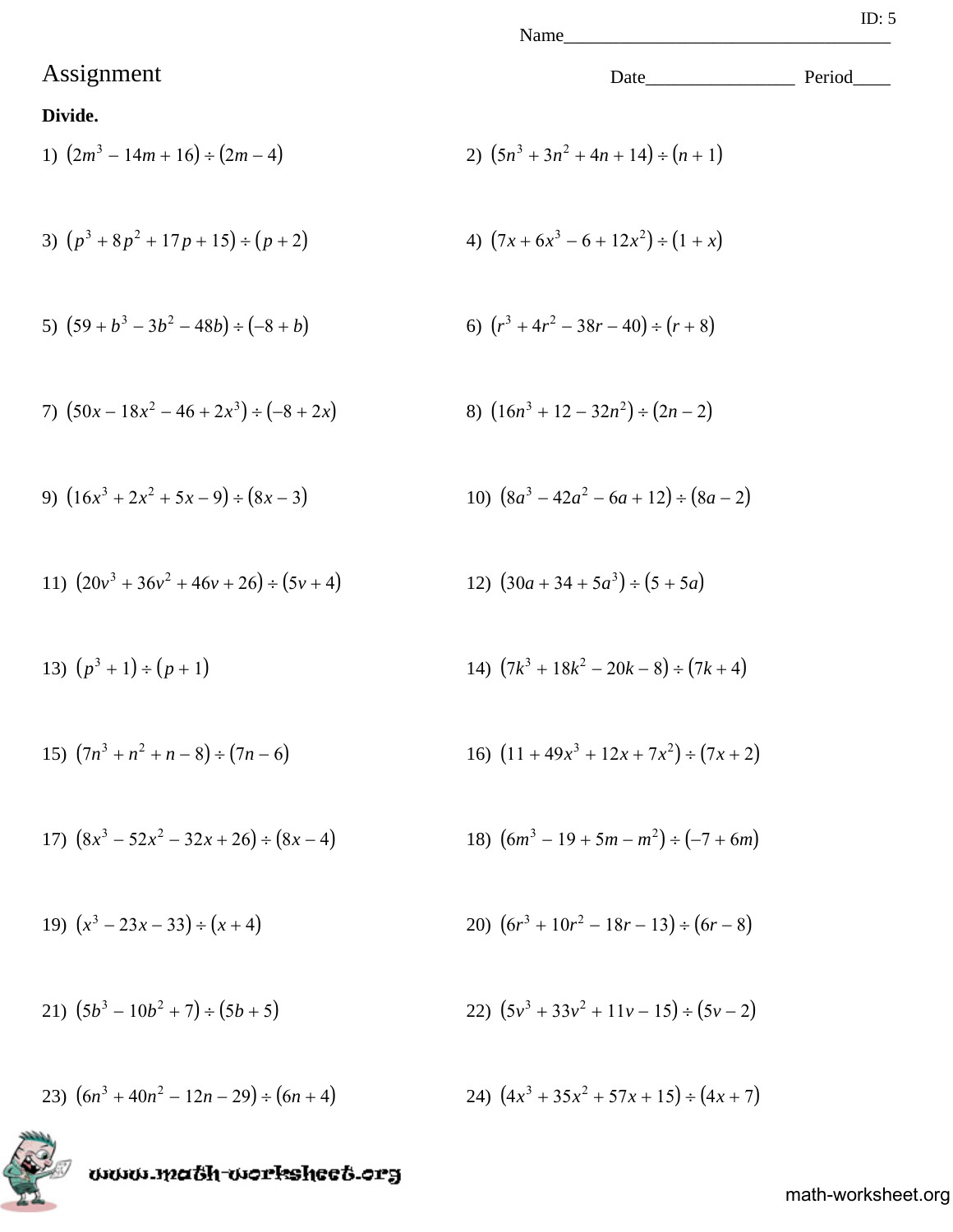ID: 5

Name___________________________________

# Assignment

Date________________ Period____

**Divide.**

1) $(2m^3 - 14m + 16) \div (2m - 4)$

2) $(5n^3 + 3n^2 + 4n + 14) \div (n + 1)$

3) $(p^3 + 8p^2 + 17p + 15) \div (p + 2)$

4) $(7x + 6x^3 - 6 + 12x^2) \div (1 + x)$

5) $(59 + b^3 - 3b^2 - 48b) \div (-8 + b)$

6) $(r^3 + 4r^2 - 38r - 40) \div (r + 8)$

7) $(50x - 18x^2 - 46 + 2x^3) \div (-8 + 2x)$

8) $(16n^3 + 12 - 32n^2) \div (2n - 2)$

9) $(16x^3 + 2x^2 + 5x - 9) \div (8x - 3)$

10) $(8a^3 - 42a^2 - 6a + 12) \div (8a - 2)$

11) $(20v^3 + 36v^2 + 46v + 26) \div (5v + 4)$

12) $(30a + 34 + 5a^3) \div (5 + 5a)$

13) $(p^3 + 1) \div (p + 1)$

14) $(7k^3 + 18k^2 - 20k - 8) \div (7k + 4)$

15) $(7n^3 + n^2 + n - 8) \div (7n - 6)$

16) $(11 + 49x^3 + 12x + 7x^2) \div (7x + 2)$

17) $(8x^3 - 52x^2 - 32x + 26) \div (8x - 4)$

18) $(6m^3 - 19 + 5m - m^2) \div (-7 + 6m)$

19) $(x^3 - 23x - 33) \div (x + 4)$

20) $(6r^3 + 10r^2 - 18r - 13) \div (6r - 8)$

21) $(5b^3 - 10b^2 + 7) \div (5b + 5)$

22) $(5v^3 + 33v^2 + 11v - 15) \div (5v - 2)$

23) $(6n^3 + 40n^2 - 12n - 29) \div (6n + 4)$

24) $(4x^3 + 35x^2 + 57x + 15) \div (4x + 7)$

www.math-worksheet.org

math-worksheet.org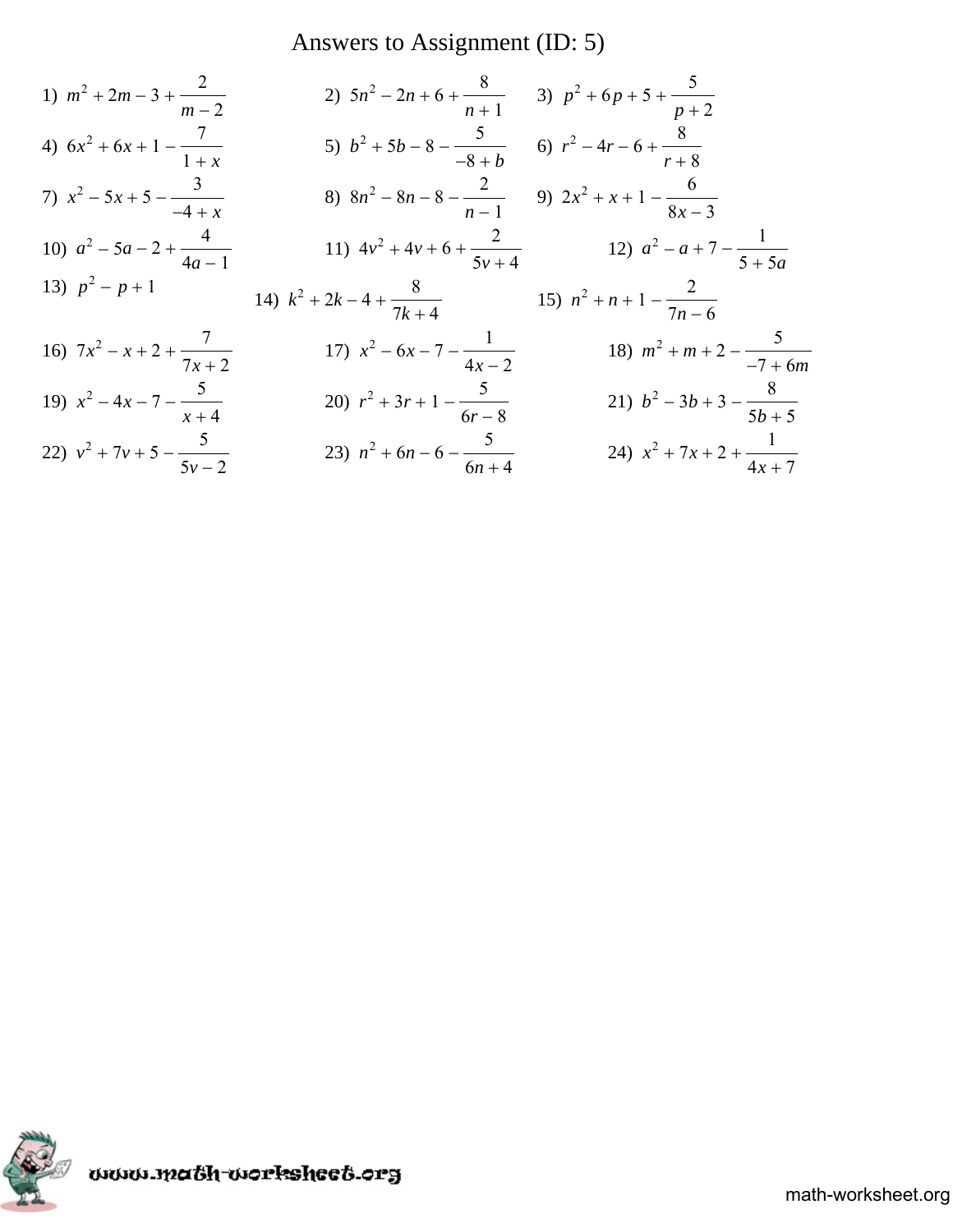# Answers to Assignment (ID: 5)

1) $m^2 + 2m - 3 + \dfrac{2}{m - 2}$

2) $5n^2 - 2n + 6 + \dfrac{8}{n + 1}$

3) $p^2 + 6p + 5 + \dfrac{5}{p + 2}$

4) $6x^2 + 6x + 1 - \dfrac{7}{1 + x}$

5) $b^2 + 5b - 8 - \dfrac{5}{-8 + b}$

6) $r^2 - 4r - 6 + \dfrac{8}{r + 8}$

7) $x^2 - 5x + 5 - \dfrac{3}{-4 + x}$

8) $8n^2 - 8n - 8 - \dfrac{2}{n - 1}$

9) $2x^2 + x + 1 - \dfrac{6}{8x - 3}$

10) $a^2 - 5a - 2 + \dfrac{4}{4a - 1}$

11) $4v^2 + 4v + 6 + \dfrac{2}{5v + 4}$

12) $a^2 - a + 7 - \dfrac{1}{5 + 5a}$

13) $p^2 - p + 1$

14) $k^2 + 2k - 4 + \dfrac{8}{7k + 4}$

15) $n^2 + n + 1 - \dfrac{2}{7n - 6}$

16) $7x^2 - x + 2 + \dfrac{7}{7x + 2}$

17) $x^2 - 6x - 7 - \dfrac{1}{4x - 2}$

18) $m^2 + m + 2 - \dfrac{5}{-7 + 6m}$

19) $x^2 - 4x - 7 - \dfrac{5}{x + 4}$

20) $r^2 + 3r + 1 - \dfrac{5}{6r - 8}$

21) $b^2 - 3b + 3 - \dfrac{8}{5b + 5}$

22) $v^2 + 7v + 5 - \dfrac{5}{5v - 2}$

23) $n^2 + 6n - 6 - \dfrac{5}{6n + 4}$

24) $x^2 + 7x + 2 + \dfrac{1}{4x + 7}$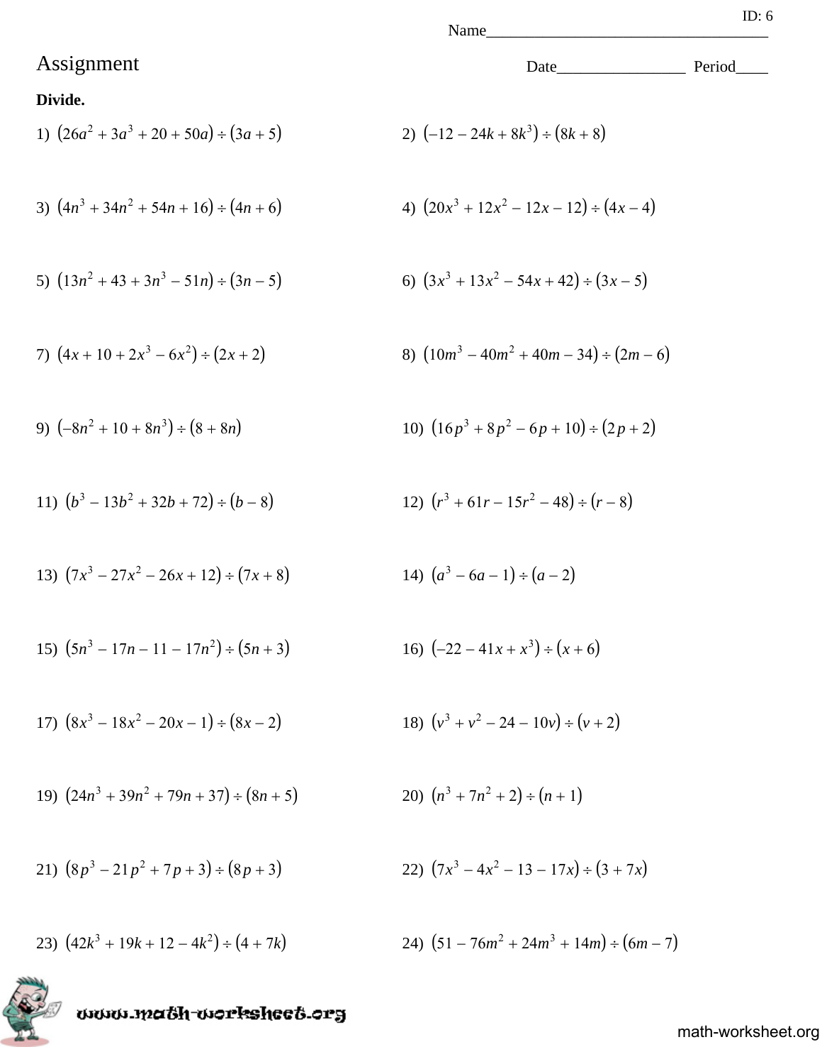ID: 6

Name___________________________________

# Assignment

Date________________ Period____

**Divide.**

1) $(26a^2 + 3a^3 + 20 + 50a) \div (3a + 5)$

2) $(-12 - 24k + 8k^3) \div (8k + 8)$

3) $(4n^3 + 34n^2 + 54n + 16) \div (4n + 6)$

4) $(20x^3 + 12x^2 - 12x - 12) \div (4x - 4)$

5) $(13n^2 + 43 + 3n^3 - 51n) \div (3n - 5)$

6) $(3x^3 + 13x^2 - 54x + 42) \div (3x - 5)$

7) $(4x + 10 + 2x^3 - 6x^2) \div (2x + 2)$

8) $(10m^3 - 40m^2 + 40m - 34) \div (2m - 6)$

9) $(-8n^2 + 10 + 8n^3) \div (8 + 8n)$

10) $(16p^3 + 8p^2 - 6p + 10) \div (2p + 2)$

11) $(b^3 - 13b^2 + 32b + 72) \div (b - 8)$

12) $(r^3 + 61r - 15r^2 - 48) \div (r - 8)$

13) $(7x^3 - 27x^2 - 26x + 12) \div (7x + 8)$

14) $(a^3 - 6a - 1) \div (a - 2)$

15) $(5n^3 - 17n - 11 - 17n^2) \div (5n + 3)$

16) $(-22 - 41x + x^3) \div (x + 6)$

17) $(8x^3 - 18x^2 - 20x - 1) \div (8x - 2)$

18) $(v^3 + v^2 - 24 - 10v) \div (v + 2)$

19) $(24n^3 + 39n^2 + 79n + 37) \div (8n + 5)$

20) $(n^3 + 7n^2 + 2) \div (n + 1)$

21) $(8p^3 - 21p^2 + 7p + 3) \div (8p + 3)$

22) $(7x^3 - 4x^2 - 13 - 17x) \div (3 + 7x)$

23) $(42k^3 + 19k + 12 - 4k^2) \div (4 + 7k)$

24) $(51 - 76m^2 + 24m^3 + 14m) \div (6m - 7)$

www.math-worksheet.org

math-worksheet.org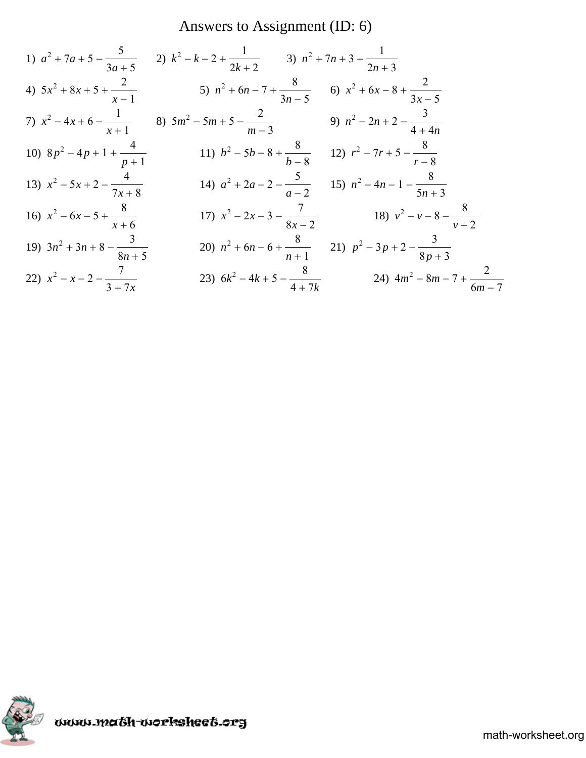# Answers to Assignment (ID: 6)

1) $a^2 + 7a + 5 - \dfrac{5}{3a + 5}$

2) $k^2 - k - 2 + \dfrac{1}{2k + 2}$

3) $n^2 + 7n + 3 - \dfrac{1}{2n + 3}$

4) $5x^2 + 8x + 5 + \dfrac{2}{x - 1}$

5) $n^2 + 6n - 7 + \dfrac{8}{3n - 5}$

6) $x^2 + 6x - 8 + \dfrac{2}{3x - 5}$

7) $x^2 - 4x + 6 - \dfrac{1}{x + 1}$

8) $5m^2 - 5m + 5 - \dfrac{2}{m - 3}$

9) $n^2 - 2n + 2 - \dfrac{3}{4 + 4n}$

10) $8p^2 - 4p + 1 + \dfrac{4}{p + 1}$

11) $b^2 - 5b - 8 + \dfrac{8}{b - 8}$

12) $r^2 - 7r + 5 - \dfrac{8}{r - 8}$

13) $x^2 - 5x + 2 - \dfrac{4}{7x + 8}$

14) $a^2 + 2a - 2 - \dfrac{5}{a - 2}$

15) $n^2 - 4n - 1 - \dfrac{8}{5n + 3}$

16) $x^2 - 6x - 5 + \dfrac{8}{x + 6}$

17) $x^2 - 2x - 3 - \dfrac{7}{8x - 2}$

18) $v^2 - v - 8 - \dfrac{8}{v + 2}$

19) $3n^2 + 3n + 8 - \dfrac{3}{8n + 5}$

20) $n^2 + 6n - 6 + \dfrac{8}{n + 1}$

21) $p^2 - 3p + 2 - \dfrac{3}{8p + 3}$

22) $x^2 - x - 2 - \dfrac{7}{3 + 7x}$

23) $6k^2 - 4k + 5 - \dfrac{8}{4 + 7k}$

24) $4m^2 - 8m - 7 + \dfrac{2}{6m - 7}$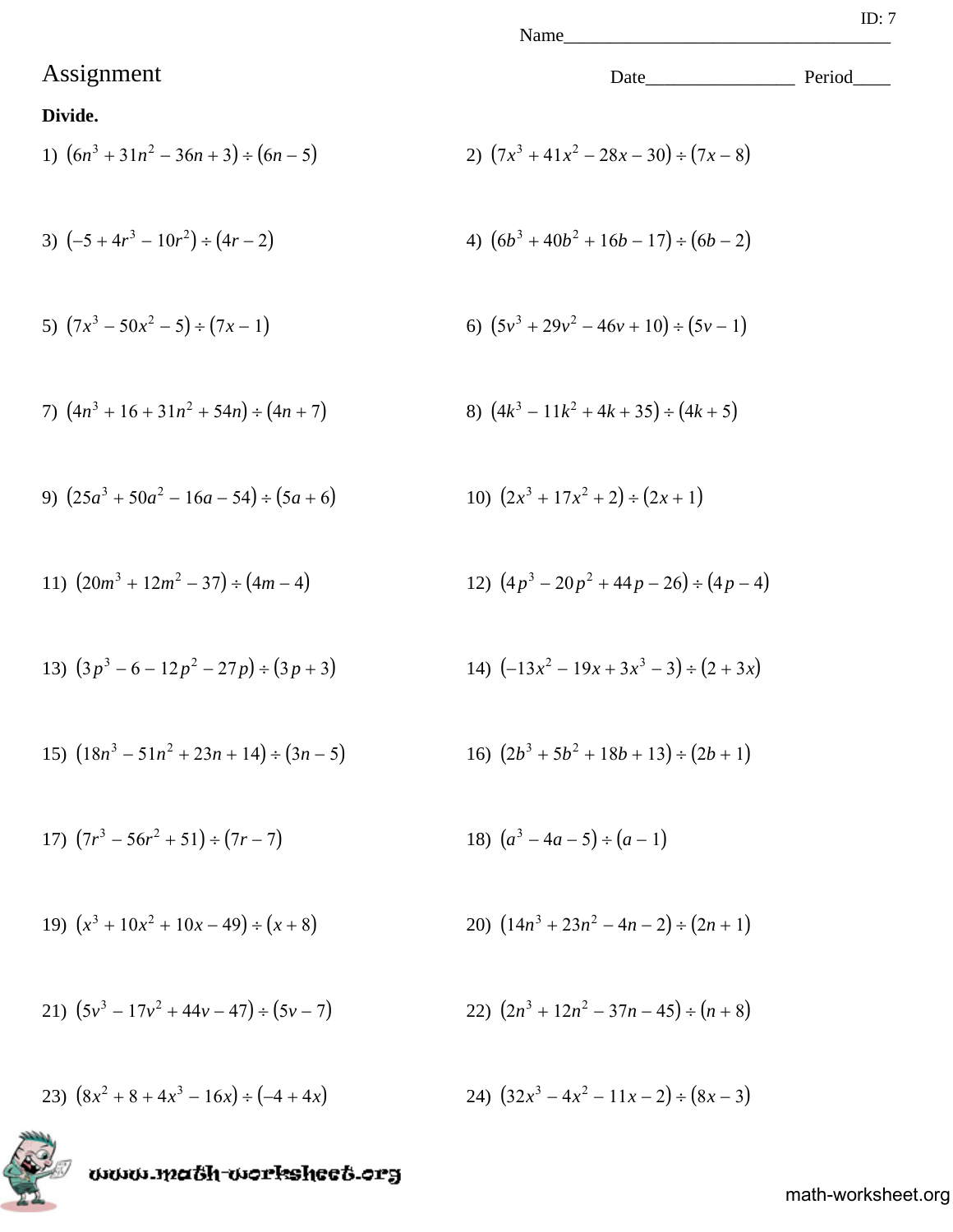ID: 7

Name___________________________________

# Assignment

Date________________ Period____

**Divide.**

1) $(6n^3 + 31n^2 - 36n + 3) \div (6n - 5)$

2) $(7x^3 + 41x^2 - 28x - 30) \div (7x - 8)$

3) $(-5 + 4r^3 - 10r^2) \div (4r - 2)$

4) $(6b^3 + 40b^2 + 16b - 17) \div (6b - 2)$

5) $(7x^3 - 50x^2 - 5) \div (7x - 1)$

6) $(5v^3 + 29v^2 - 46v + 10) \div (5v - 1)$

7) $(4n^3 + 16 + 31n^2 + 54n) \div (4n + 7)$

8) $(4k^3 - 11k^2 + 4k + 35) \div (4k + 5)$

9) $(25a^3 + 50a^2 - 16a - 54) \div (5a + 6)$

10) $(2x^3 + 17x^2 + 2) \div (2x + 1)$

11) $(20m^3 + 12m^2 - 37) \div (4m - 4)$

12) $(4p^3 - 20p^2 + 44p - 26) \div (4p - 4)$

13) $(3p^3 - 6 - 12p^2 - 27p) \div (3p + 3)$

14) $(-13x^2 - 19x + 3x^3 - 3) \div (2 + 3x)$

15) $(18n^3 - 51n^2 + 23n + 14) \div (3n - 5)$

16) $(2b^3 + 5b^2 + 18b + 13) \div (2b + 1)$

17) $(7r^3 - 56r^2 + 51) \div (7r - 7)$

18) $(a^3 - 4a - 5) \div (a - 1)$

19) $(x^3 + 10x^2 + 10x - 49) \div (x + 8)$

20) $(14n^3 + 23n^2 - 4n - 2) \div (2n + 1)$

21) $(5v^3 - 17v^2 + 44v - 47) \div (5v - 7)$

22) $(2n^3 + 12n^2 - 37n - 45) \div (n + 8)$

23) $(8x^2 + 8 + 4x^3 - 16x) \div (-4 + 4x)$

24) $(32x^3 - 4x^2 - 11x - 2) \div (8x - 3)$

www.math-worksheet.org

math-worksheet.org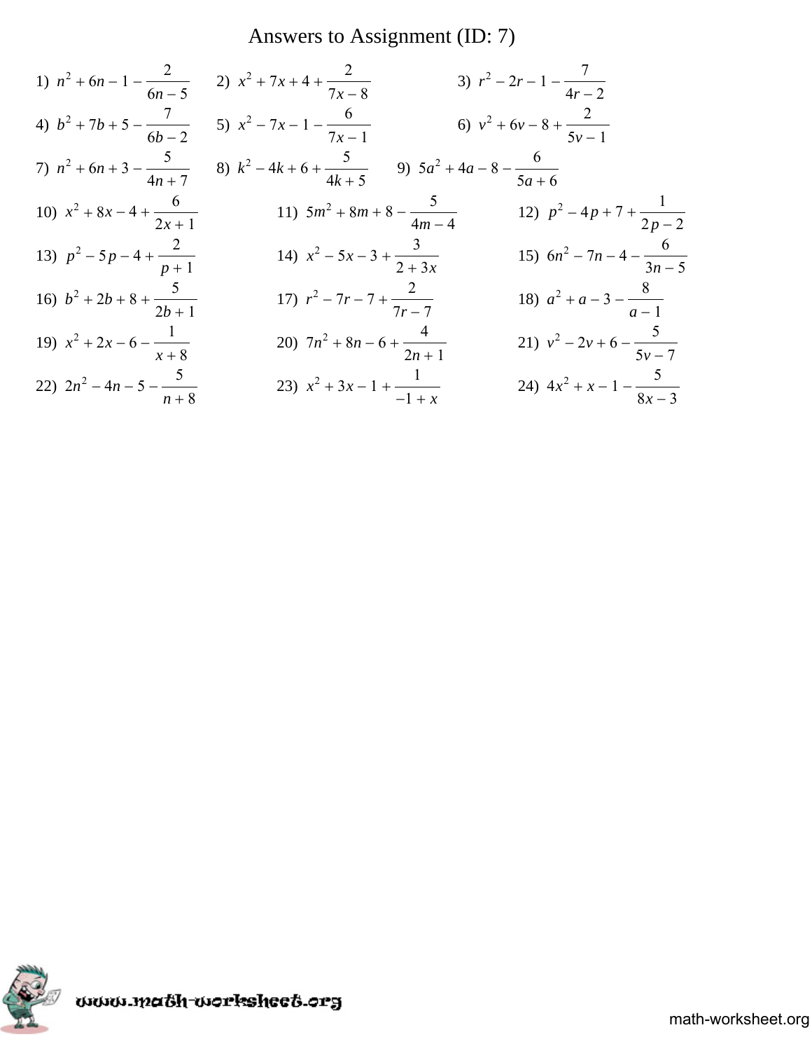# Answers to Assignment (ID: 7)

1) $n^2 + 6n - 1 - \frac{2}{6n - 5}$

2) $x^2 + 7x + 4 + \frac{2}{7x - 8}$

3) $r^2 - 2r - 1 - \frac{7}{4r - 2}$

4) $b^2 + 7b + 5 - \frac{7}{6b - 2}$

5) $x^2 - 7x - 1 - \frac{6}{7x - 1}$

6) $v^2 + 6v - 8 + \frac{2}{5v - 1}$

7) $n^2 + 6n + 3 - \frac{5}{4n + 7}$

8) $k^2 - 4k + 6 + \frac{5}{4k + 5}$

9) $5a^2 + 4a - 8 - \frac{6}{5a + 6}$

10) $x^2 + 8x - 4 + \frac{6}{2x + 1}$

11) $5m^2 + 8m + 8 - \frac{5}{4m - 4}$

12) $p^2 - 4p + 7 + \frac{1}{2p - 2}$

13) $p^2 - 5p - 4 + \frac{2}{p + 1}$

14) $x^2 - 5x - 3 + \frac{3}{2 + 3x}$

15) $6n^2 - 7n - 4 - \frac{6}{3n - 5}$

16) $b^2 + 2b + 8 + \frac{5}{2b + 1}$

17) $r^2 - 7r - 7 + \frac{2}{7r - 7}$

18) $a^2 + a - 3 - \frac{8}{a - 1}$

19) $x^2 + 2x - 6 - \frac{1}{x + 8}$

20) $7n^2 + 8n - 6 + \frac{4}{2n + 1}$

21) $v^2 - 2v + 6 - \frac{5}{5v - 7}$

22) $2n^2 - 4n - 5 - \frac{5}{n + 8}$

23) $x^2 + 3x - 1 + \frac{1}{-1 + x}$

24) $4x^2 + x - 1 - \frac{5}{8x - 3}$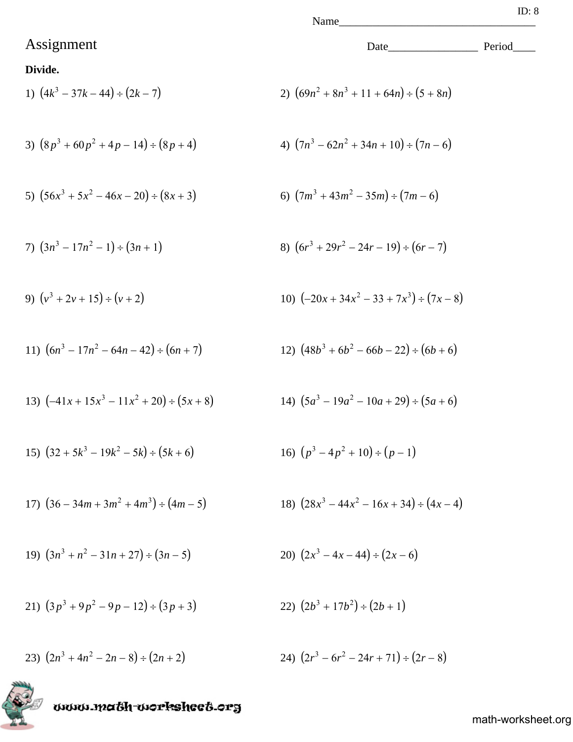ID: 8

Name___________________________________

# Assignment

Date________________ Period____

**Divide.**

1) $(4k^3 - 37k - 44) \div (2k - 7)$

2) $(69n^2 + 8n^3 + 11 + 64n) \div (5 + 8n)$

3) $(8p^3 + 60p^2 + 4p - 14) \div (8p + 4)$

4) $(7n^3 - 62n^2 + 34n + 10) \div (7n - 6)$

5) $(56x^3 + 5x^2 - 46x - 20) \div (8x + 3)$

6) $(7m^3 + 43m^2 - 35m) \div (7m - 6)$

7) $(3n^3 - 17n^2 - 1) \div (3n + 1)$

8) $(6r^3 + 29r^2 - 24r - 19) \div (6r - 7)$

9) $(v^3 + 2v + 15) \div (v + 2)$

10) $(-20x + 34x^2 - 33 + 7x^3) \div (7x - 8)$

11) $(6n^3 - 17n^2 - 64n - 42) \div (6n + 7)$

12) $(48b^3 + 6b^2 - 66b - 22) \div (6b + 6)$

13) $(-41x + 15x^3 - 11x^2 + 20) \div (5x + 8)$

14) $(5a^3 - 19a^2 - 10a + 29) \div (5a + 6)$

15) $(32 + 5k^3 - 19k^2 - 5k) \div (5k + 6)$

16) $(p^3 - 4p^2 + 10) \div (p - 1)$

17) $(36 - 34m + 3m^2 + 4m^3) \div (4m - 5)$

18) $(28x^3 - 44x^2 - 16x + 34) \div (4x - 4)$

19) $(3n^3 + n^2 - 31n + 27) \div (3n - 5)$

20) $(2x^3 - 4x - 44) \div (2x - 6)$

21) $(3p^3 + 9p^2 - 9p - 12) \div (3p + 3)$

22) $(2b^3 + 17b^2) \div (2b + 1)$

23) $(2n^3 + 4n^2 - 2n - 8) \div (2n + 2)$

24) $(2r^3 - 6r^2 - 24r + 71) \div (2r - 8)$

www.math-worksheet.org

math-worksheet.org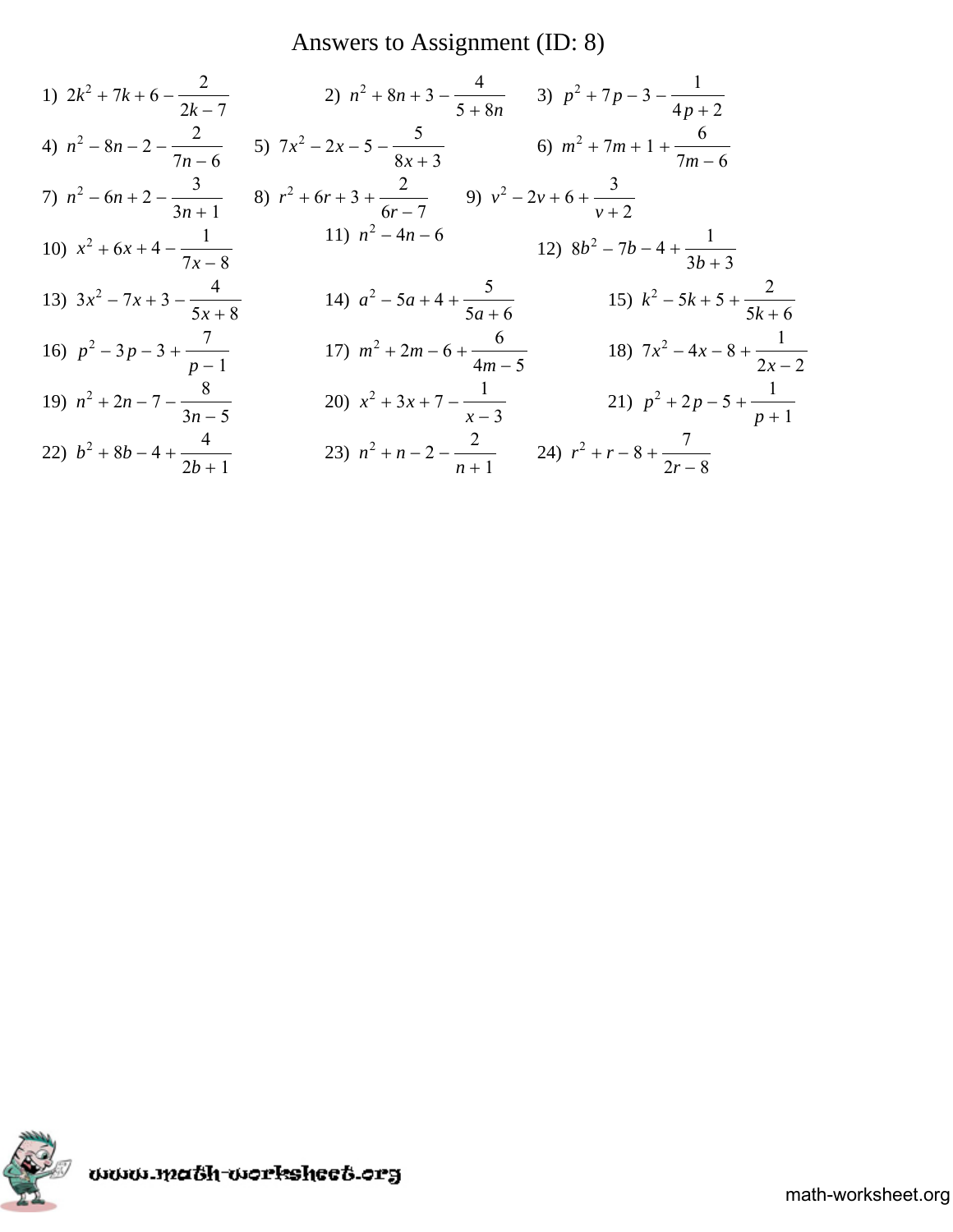# Answers to Assignment (ID: 8)

1) $2k^2 + 7k + 6 - \frac{2}{2k - 7}$

2) $n^2 + 8n + 3 - \frac{4}{5 + 8n}$

3) $p^2 + 7p - 3 - \frac{1}{4p + 2}$

4) $n^2 - 8n - 2 - \frac{2}{7n - 6}$

5) $7x^2 - 2x - 5 - \frac{5}{8x + 3}$

6) $m^2 + 7m + 1 + \frac{6}{7m - 6}$

7) $n^2 - 6n + 2 - \frac{3}{3n + 1}$

8) $r^2 + 6r + 3 + \frac{2}{6r - 7}$

9) $v^2 - 2v + 6 + \frac{3}{v + 2}$

10) $x^2 + 6x + 4 - \frac{1}{7x - 8}$

11) $n^2 - 4n - 6$

12) $8b^2 - 7b - 4 + \frac{1}{3b + 3}$

13) $3x^2 - 7x + 3 - \frac{4}{5x + 8}$

14) $a^2 - 5a + 4 + \frac{5}{5a + 6}$

15) $k^2 - 5k + 5 + \frac{2}{5k + 6}$

16) $p^2 - 3p - 3 + \frac{7}{p - 1}$

17) $m^2 + 2m - 6 + \frac{6}{4m - 5}$

18) $7x^2 - 4x - 8 + \frac{1}{2x - 2}$

19) $n^2 + 2n - 7 - \frac{8}{3n - 5}$

20) $x^2 + 3x + 7 - \frac{1}{x - 3}$

21) $p^2 + 2p - 5 + \frac{1}{p + 1}$

22) $b^2 + 8b - 4 + \frac{4}{2b + 1}$

23) $n^2 + n - 2 - \frac{2}{n + 1}$

24) $r^2 + r - 8 + \frac{7}{2r - 8}$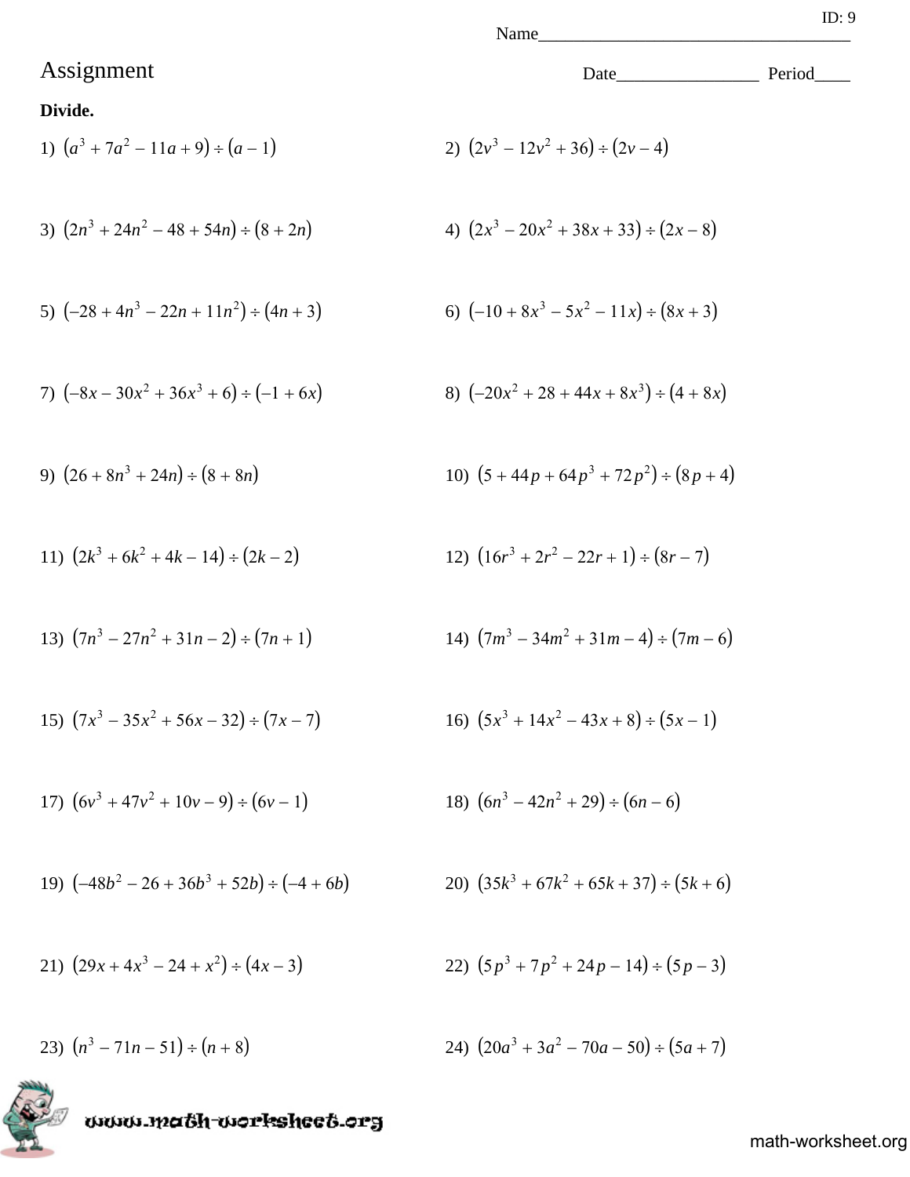ID: 9

Name___________________________________

# Assignment

Date________________ Period____

**Divide.**

1) $(a^3 + 7a^2 - 11a + 9) \div (a - 1)$

2) $(2v^3 - 12v^2 + 36) \div (2v - 4)$

3) $(2n^3 + 24n^2 - 48 + 54n) \div (8 + 2n)$

4) $(2x^3 - 20x^2 + 38x + 33) \div (2x - 8)$

5) $(-28 + 4n^3 - 22n + 11n^2) \div (4n + 3)$

6) $(-10 + 8x^3 - 5x^2 - 11x) \div (8x + 3)$

7) $(-8x - 30x^2 + 36x^3 + 6) \div (-1 + 6x)$

8) $(-20x^2 + 28 + 44x + 8x^3) \div (4 + 8x)$

9) $(26 + 8n^3 + 24n) \div (8 + 8n)$

10) $(5 + 44p + 64p^3 + 72p^2) \div (8p + 4)$

11) $(2k^3 + 6k^2 + 4k - 14) \div (2k - 2)$

12) $(16r^3 + 2r^2 - 22r + 1) \div (8r - 7)$

13) $(7n^3 - 27n^2 + 31n - 2) \div (7n + 1)$

14) $(7m^3 - 34m^2 + 31m - 4) \div (7m - 6)$

15) $(7x^3 - 35x^2 + 56x - 32) \div (7x - 7)$

16) $(5x^3 + 14x^2 - 43x + 8) \div (5x - 1)$

17) $(6v^3 + 47v^2 + 10v - 9) \div (6v - 1)$

18) $(6n^3 - 42n^2 + 29) \div (6n - 6)$

19) $(-48b^2 - 26 + 36b^3 + 52b) \div (-4 + 6b)$

20) $(35k^3 + 67k^2 + 65k + 37) \div (5k + 6)$

21) $(29x + 4x^3 - 24 + x^2) \div (4x - 3)$

22) $(5p^3 + 7p^2 + 24p - 14) \div (5p - 3)$

23) $(n^3 - 71n - 51) \div (n + 8)$

24) $(20a^3 + 3a^2 - 70a - 50) \div (5a + 7)$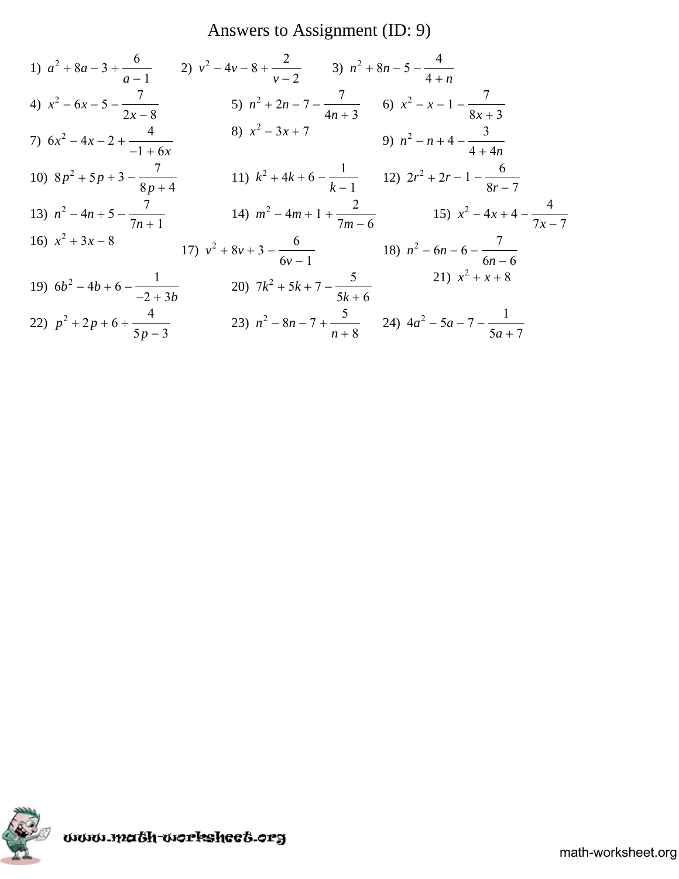# Answers to Assignment (ID: 9)

1) $a^2 + 8a - 3 + \frac{6}{a - 1}$

2) $v^2 - 4v - 8 + \frac{2}{v - 2}$

3) $n^2 + 8n - 5 - \frac{4}{4 + n}$

4) $x^2 - 6x - 5 - \frac{7}{2x - 8}$

5) $n^2 + 2n - 7 - \frac{7}{4n + 3}$

6) $x^2 - x - 1 - \frac{7}{8x + 3}$

7) $6x^2 - 4x - 2 + \frac{4}{-1 + 6x}$

8) $x^2 - 3x + 7$

9) $n^2 - n + 4 - \frac{3}{4 + 4n}$

10) $8p^2 + 5p + 3 - \frac{7}{8p + 4}$

11) $k^2 + 4k + 6 - \frac{1}{k - 1}$

12) $2r^2 + 2r - 1 - \frac{6}{8r - 7}$

13) $n^2 - 4n + 5 - \frac{7}{7n + 1}$

14) $m^2 - 4m + 1 + \frac{2}{7m - 6}$

15) $x^2 - 4x + 4 - \frac{4}{7x - 7}$

16) $x^2 + 3x - 8$

17) $v^2 + 8v + 3 - \frac{6}{6v - 1}$

18) $n^2 - 6n - 6 - \frac{7}{6n - 6}$

19) $6b^2 - 4b + 6 - \frac{1}{-2 + 3b}$

20) $7k^2 + 5k + 7 - \frac{5}{5k + 6}$

21) $x^2 + x + 8$

22) $p^2 + 2p + 6 + \frac{4}{5p - 3}$

23) $n^2 - 8n - 7 + \frac{5}{n + 8}$

24) $4a^2 - 5a - 7 - \frac{1}{5a + 7}$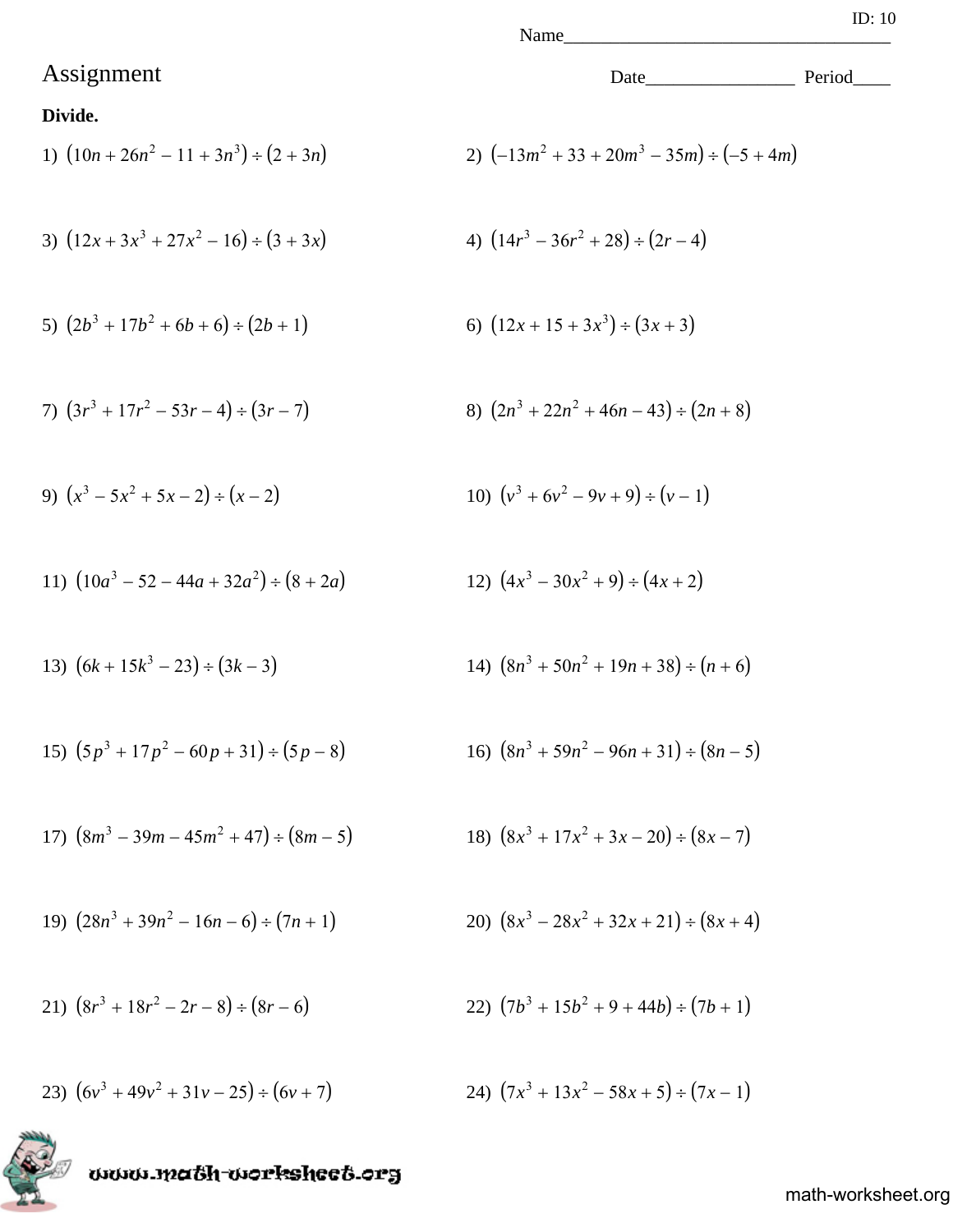ID: 10

Name___________________________________

# Assignment

Date________________ Period____

**Divide.**

1) $(10n + 26n^2 - 11 + 3n^3) \div (2 + 3n)$

2) $(-13m^2 + 33 + 20m^3 - 35m) \div (-5 + 4m)$

3) $(12x + 3x^3 + 27x^2 - 16) \div (3 + 3x)$

4) $(14r^3 - 36r^2 + 28) \div (2r - 4)$

5) $(2b^3 + 17b^2 + 6b + 6) \div (2b + 1)$

6) $(12x + 15 + 3x^3) \div (3x + 3)$

7) $(3r^3 + 17r^2 - 53r - 4) \div (3r - 7)$

8) $(2n^3 + 22n^2 + 46n - 43) \div (2n + 8)$

9) $(x^3 - 5x^2 + 5x - 2) \div (x - 2)$

10) $(v^3 + 6v^2 - 9v + 9) \div (v - 1)$

11) $(10a^3 - 52 - 44a + 32a^2) \div (8 + 2a)$

12) $(4x^3 - 30x^2 + 9) \div (4x + 2)$

13) $(6k + 15k^3 - 23) \div (3k - 3)$

14) $(8n^3 + 50n^2 + 19n + 38) \div (n + 6)$

15) $(5p^3 + 17p^2 - 60p + 31) \div (5p - 8)$

16) $(8n^3 + 59n^2 - 96n + 31) \div (8n - 5)$

17) $(8m^3 - 39m - 45m^2 + 47) \div (8m - 5)$

18) $(8x^3 + 17x^2 + 3x - 20) \div (8x - 7)$

19) $(28n^3 + 39n^2 - 16n - 6) \div (7n + 1)$

20) $(8x^3 - 28x^2 + 32x + 21) \div (8x + 4)$

21) $(8r^3 + 18r^2 - 2r - 8) \div (8r - 6)$

22) $(7b^3 + 15b^2 + 9 + 44b) \div (7b + 1)$

23) $(6v^3 + 49v^2 + 31v - 25) \div (6v + 7)$

24) $(7x^3 + 13x^2 - 58x + 5) \div (7x - 1)$

www.math-worksheet.org

math-worksheet.org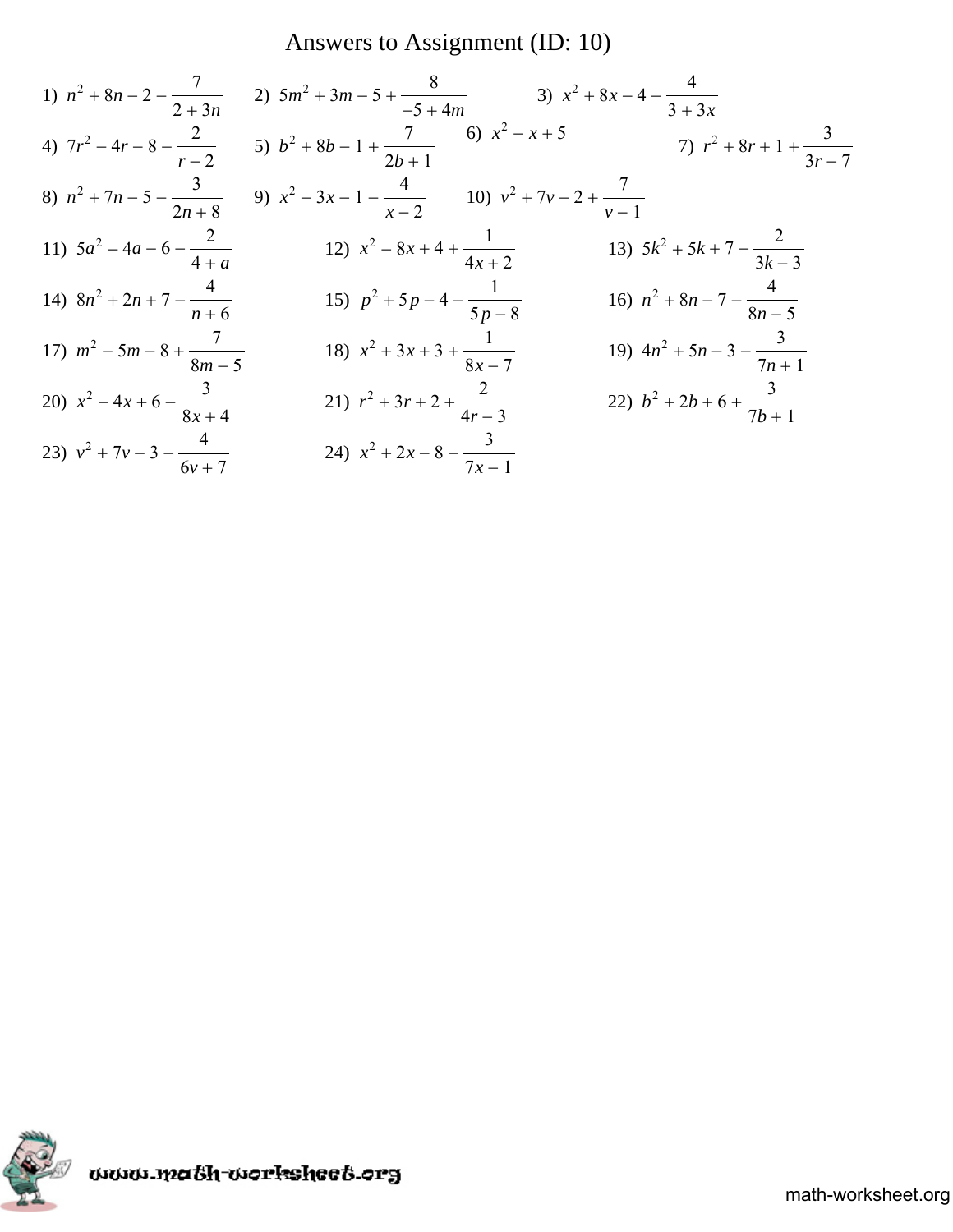# Answers to Assignment (ID: 10)

1) $n^2 + 8n - 2 - \frac{7}{2 + 3n}$

2) $5m^2 + 3m - 5 + \frac{8}{-5 + 4m}$

3) $x^2 + 8x - 4 - \frac{4}{3 + 3x}$

4) $7r^2 - 4r - 8 - \frac{2}{r - 2}$

5) $b^2 + 8b - 1 + \frac{7}{2b + 1}$

6) $x^2 - x + 5$

7) $r^2 + 8r + 1 + \frac{3}{3r - 7}$

8) $n^2 + 7n - 5 - \frac{3}{2n + 8}$

9) $x^2 - 3x - 1 - \frac{4}{x - 2}$

10) $v^2 + 7v - 2 + \frac{7}{v - 1}$

11) $5a^2 - 4a - 6 - \frac{2}{4 + a}$

12) $x^2 - 8x + 4 + \frac{1}{4x + 2}$

13) $5k^2 + 5k + 7 - \frac{2}{3k - 3}$

14) $8n^2 + 2n + 7 - \frac{4}{n + 6}$

15) $p^2 + 5p - 4 - \frac{1}{5p - 8}$

16) $n^2 + 8n - 7 - \frac{4}{8n - 5}$

17) $m^2 - 5m - 8 + \frac{7}{8m - 5}$

18) $x^2 + 3x + 3 + \frac{1}{8x - 7}$

19) $4n^2 + 5n - 3 - \frac{3}{7n + 1}$

20) $x^2 - 4x + 6 - \frac{3}{8x + 4}$

21) $r^2 + 3r + 2 + \frac{2}{4r - 3}$

22) $b^2 + 2b + 6 + \frac{3}{7b + 1}$

23) $v^2 + 7v - 3 - \frac{4}{6v + 7}$

24) $x^2 + 2x - 8 - \frac{3}{7x - 1}$